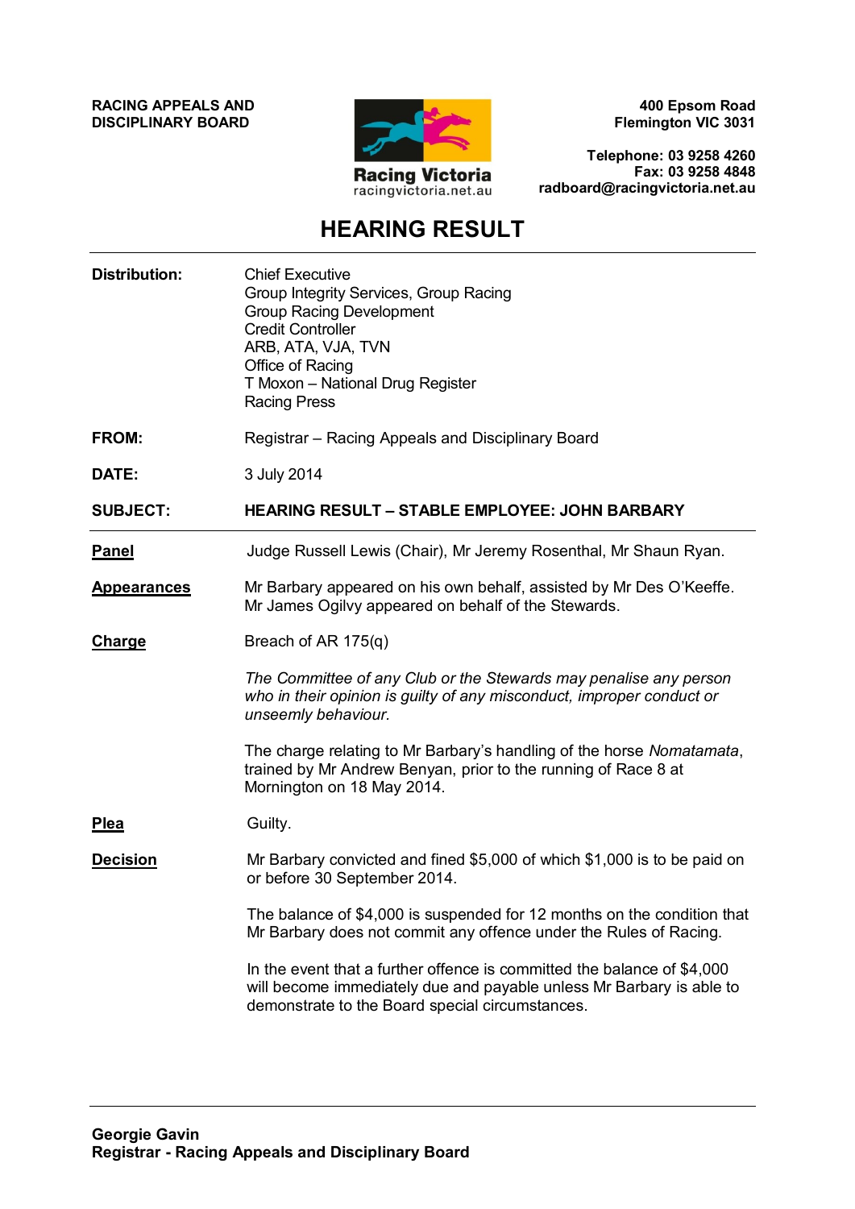**RACING APPEALS AND DISCIPLINARY BOARD**

Racing Victoria
racingvictoria.net.au

**400 Epsom Road**
**Flemington VIC 3031**

**Telephone: 03 9258 4260**
**Fax: 03 9258 4848**
**radboard@racingvictoria.net.au**

# HEARING RESULT

**Distribution:**
Chief Executive
Group Integrity Services, Group Racing
Group Racing Development
Credit Controller
ARB, ATA, VJA, TVN
Office of Racing
T Moxon – National Drug Register
Racing Press

**FROM:** Registrar – Racing Appeals and Disciplinary Board

**DATE:** 3 July 2014

**SUBJECT:** **HEARING RESULT – STABLE EMPLOYEE: JOHN BARBARY**

---

**Panel**

Judge Russell Lewis (Chair), Mr Jeremy Rosenthal, Mr Shaun Ryan.

**Appearances**

Mr Barbary appeared on his own behalf, assisted by Mr Des O'Keeffe.
Mr James Ogilvy appeared on behalf of the Stewards.

**Charge**

Breach of AR 175(q)

*The Committee of any Club or the Stewards may penalise any person who in their opinion is guilty of any misconduct, improper conduct or unseemly behaviour.*

The charge relating to Mr Barbary's handling of the horse *Nomatamata*, trained by Mr Andrew Benyan, prior to the running of Race 8 at Mornington on 18 May 2014.

**Plea**

Guilty.

**Decision**

Mr Barbary convicted and fined $5,000 of which $1,000 is to be paid on or before 30 September 2014.

The balance of $4,000 is suspended for 12 months on the condition that Mr Barbary does not commit any offence under the Rules of Racing.

In the event that a further offence is committed the balance of $4,000 will become immediately due and payable unless Mr Barbary is able to demonstrate to the Board special circumstances.

---

**Georgie Gavin**
**Registrar - Racing Appeals and Disciplinary Board**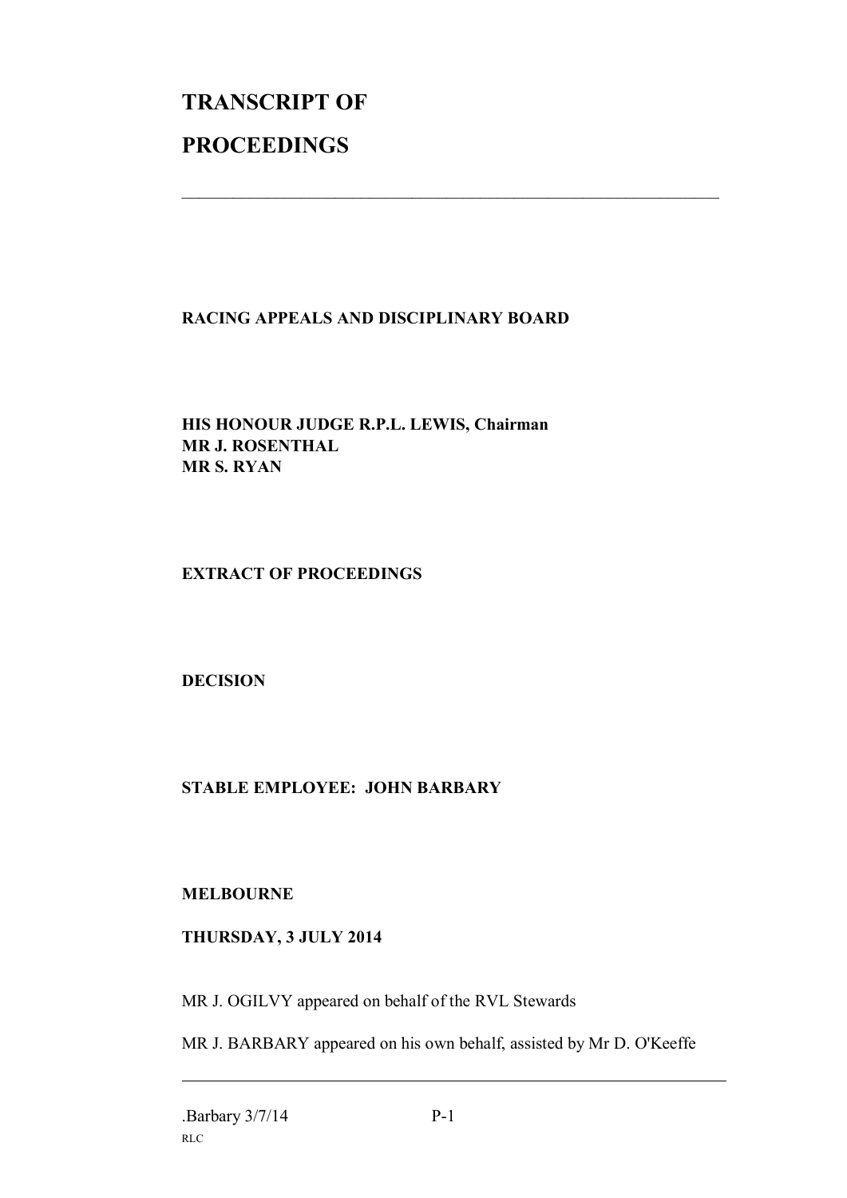# TRANSCRIPT OF PROCEEDINGS

---

**RACING APPEALS AND DISCIPLINARY BOARD**

**HIS HONOUR JUDGE R.P.L. LEWIS, Chairman**
**MR J. ROSENTHAL**
**MR S. RYAN**

**EXTRACT OF PROCEEDINGS**

**DECISION**

**STABLE EMPLOYEE: JOHN BARBARY**

**MELBOURNE**

**THURSDAY, 3 JULY 2014**

MR J. OGILVY appeared on behalf of the RVL Stewards

MR J. BARBARY appeared on his own behalf, assisted by Mr D. O'Keeffe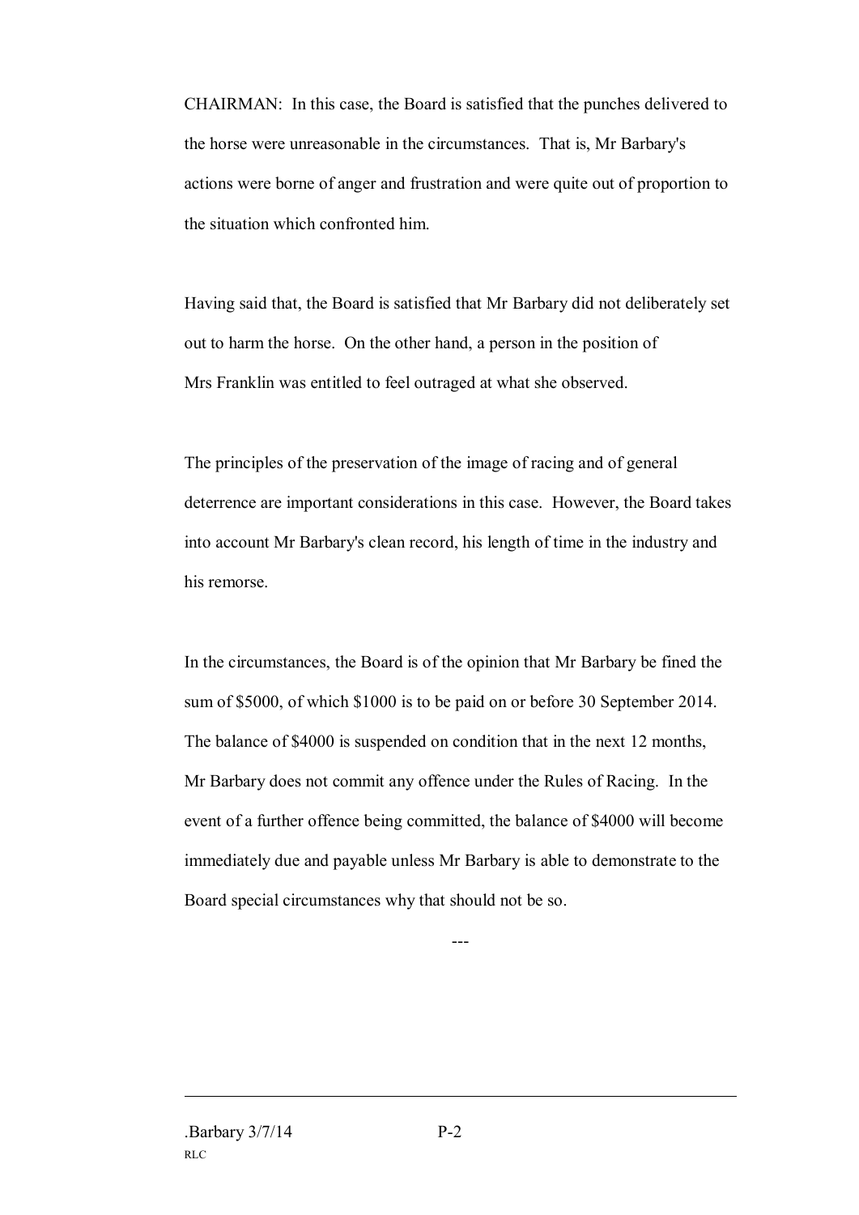CHAIRMAN: In this case, the Board is satisfied that the punches delivered to the horse were unreasonable in the circumstances. That is, Mr Barbary's actions were borne of anger and frustration and were quite out of proportion to the situation which confronted him.

Having said that, the Board is satisfied that Mr Barbary did not deliberately set out to harm the horse. On the other hand, a person in the position of Mrs Franklin was entitled to feel outraged at what she observed.

The principles of the preservation of the image of racing and of general deterrence are important considerations in this case. However, the Board takes into account Mr Barbary's clean record, his length of time in the industry and his remorse.

In the circumstances, the Board is of the opinion that Mr Barbary be fined the sum of $5000, of which $1000 is to be paid on or before 30 September 2014. The balance of $4000 is suspended on condition that in the next 12 months, Mr Barbary does not commit any offence under the Rules of Racing. In the event of a further offence being committed, the balance of $4000 will become immediately due and payable unless Mr Barbary is able to demonstrate to the Board special circumstances why that should not be so.

---